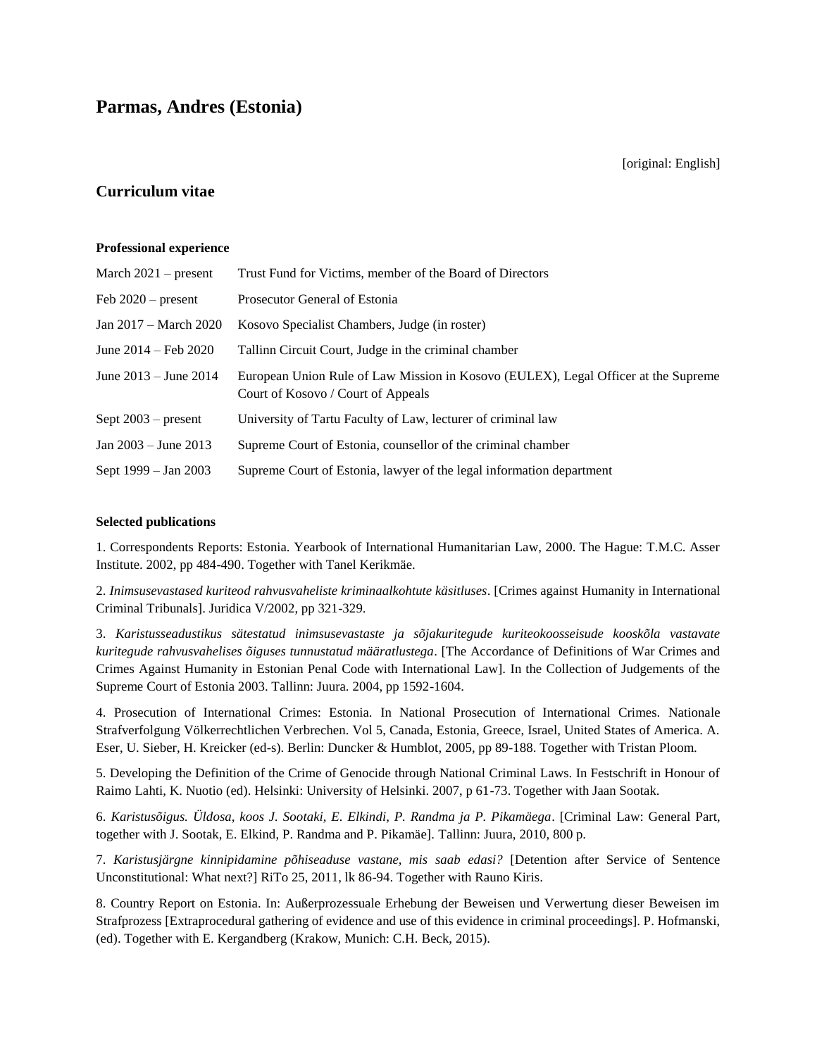# Parmas, Andres (Estonia)

[original: English]

## Curriculum vitae

**Professional experience**

| | |
|---|---|
| March 2021 – present | Trust Fund for Victims, member of the Board of Directors |
| Feb 2020 – present | Prosecutor General of Estonia |
| Jan 2017 – March 2020 | Kosovo Specialist Chambers, Judge (in roster) |
| June 2014 – Feb 2020 | Tallinn Circuit Court, Judge in the criminal chamber |
| June 2013 – June 2014 | European Union Rule of Law Mission in Kosovo (EULEX), Legal Officer at the Supreme Court of Kosovo / Court of Appeals |
| Sept 2003 – present | University of Tartu Faculty of Law, lecturer of criminal law |
| Jan 2003 – June 2013 | Supreme Court of Estonia, counsellor of the criminal chamber |
| Sept 1999 – Jan 2003 | Supreme Court of Estonia, lawyer of the legal information department |

**Selected publications**

1. Correspondents Reports: Estonia. Yearbook of International Humanitarian Law, 2000. The Hague: T.M.C. Asser Institute. 2002, pp 484-490. Together with Tanel Kerikmäe.

2. *Inimsusevastased kuriteod rahvusvaheliste kriminaalkohtute käsitluses*. [Crimes against Humanity in International Criminal Tribunals]. Juridica V/2002, pp 321-329.

3. *Karistusseadustikus sätestatud inimsusevastaste ja sõjakuritegude kuriteokoosseisude kooskõla vastavate kuritegude rahvusvahelises õiguses tunnustatud määratlustega*. [The Accordance of Definitions of War Crimes and Crimes Against Humanity in Estonian Penal Code with International Law]. In the Collection of Judgements of the Supreme Court of Estonia 2003. Tallinn: Juura. 2004, pp 1592-1604.

4. Prosecution of International Crimes: Estonia. In National Prosecution of International Crimes. Nationale Strafverfolgung Völkerrechtlichen Verbrechen. Vol 5, Canada, Estonia, Greece, Israel, United States of America. A. Eser, U. Sieber, H. Kreicker (ed-s). Berlin: Duncker & Humblot, 2005, pp 89-188. Together with Tristan Ploom.

5. Developing the Definition of the Crime of Genocide through National Criminal Laws. In Festschrift in Honour of Raimo Lahti, K. Nuotio (ed). Helsinki: University of Helsinki. 2007, p 61-73. Together with Jaan Sootak.

6. *Karistusõigus. Üldosa, koos J. Sootaki, E. Elkindi, P. Randma ja P. Pikamäega*. [Criminal Law: General Part, together with J. Sootak, E. Elkind, P. Randma and P. Pikamäe]. Tallinn: Juura, 2010, 800 p.

7. *Karistusjärgne kinnipidamine põhiseaduse vastane, mis saab edasi?* [Detention after Service of Sentence Unconstitutional: What next?] RiTo 25, 2011, lk 86-94. Together with Rauno Kiris.

8. Country Report on Estonia. In: Außerprozessuale Erhebung der Beweisen und Verwertung dieser Beweisen im Strafprozess [Extraprocedural gathering of evidence and use of this evidence in criminal proceedings]. P. Hofmanski, (ed). Together with E. Kergandberg (Krakow, Munich: C.H. Beck, 2015).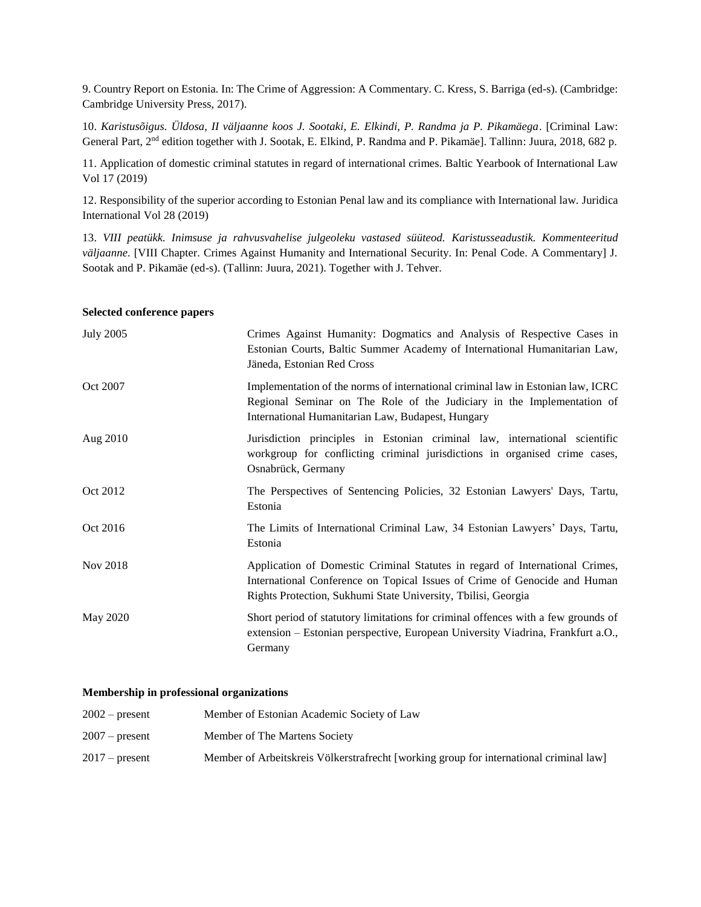9. Country Report on Estonia. In: The Crime of Aggression: A Commentary. C. Kress, S. Barriga (ed-s). (Cambridge: Cambridge University Press, 2017).

10. *Karistusõigus. Üldosa, II väljaanne koos J. Sootaki, E. Elkindi, P. Randma ja P. Pikamäega*. [Criminal Law: General Part, 2nd edition together with J. Sootak, E. Elkind, P. Randma and P. Pikamäe]. Tallinn: Juura, 2018, 682 p.

11. Application of domestic criminal statutes in regard of international crimes. Baltic Yearbook of International Law Vol 17 (2019)

12. Responsibility of the superior according to Estonian Penal law and its compliance with International law. Juridica International Vol 28 (2019)

13. *VIII peatükk. Inimsuse ja rahvusvahelise julgeoleku vastased süüteod. Karistusseadustik. Kommenteeritud väljaanne*. [VIII Chapter. Crimes Against Humanity and International Security. In: Penal Code. A Commentary] J. Sootak and P. Pikamäe (ed-s). (Tallinn: Juura, 2021). Together with J. Tehver.

**Selected conference papers**

| | |
|---|---|
| July 2005 | Crimes Against Humanity: Dogmatics and Analysis of Respective Cases in Estonian Courts, Baltic Summer Academy of International Humanitarian Law, Jäneda, Estonian Red Cross |
| Oct 2007 | Implementation of the norms of international criminal law in Estonian law, ICRC Regional Seminar on The Role of the Judiciary in the Implementation of International Humanitarian Law, Budapest, Hungary |
| Aug 2010 | Jurisdiction principles in Estonian criminal law, international scientific workgroup for conflicting criminal jurisdictions in organised crime cases, Osnabrück, Germany |
| Oct 2012 | The Perspectives of Sentencing Policies, 32 Estonian Lawyers' Days, Tartu, Estonia |
| Oct 2016 | The Limits of International Criminal Law, 34 Estonian Lawyers' Days, Tartu, Estonia |
| Nov 2018 | Application of Domestic Criminal Statutes in regard of International Crimes, International Conference on Topical Issues of Crime of Genocide and Human Rights Protection, Sukhumi State University, Tbilisi, Georgia |
| May 2020 | Short period of statutory limitations for criminal offences with a few grounds of extension – Estonian perspective, European University Viadrina, Frankfurt a.O., Germany |

**Membership in professional organizations**

| | |
|---|---|
| 2002 – present | Member of Estonian Academic Society of Law |
| 2007 – present | Member of The Martens Society |
| 2017 – present | Member of Arbeitskreis Völkerstrafrecht [working group for international criminal law] |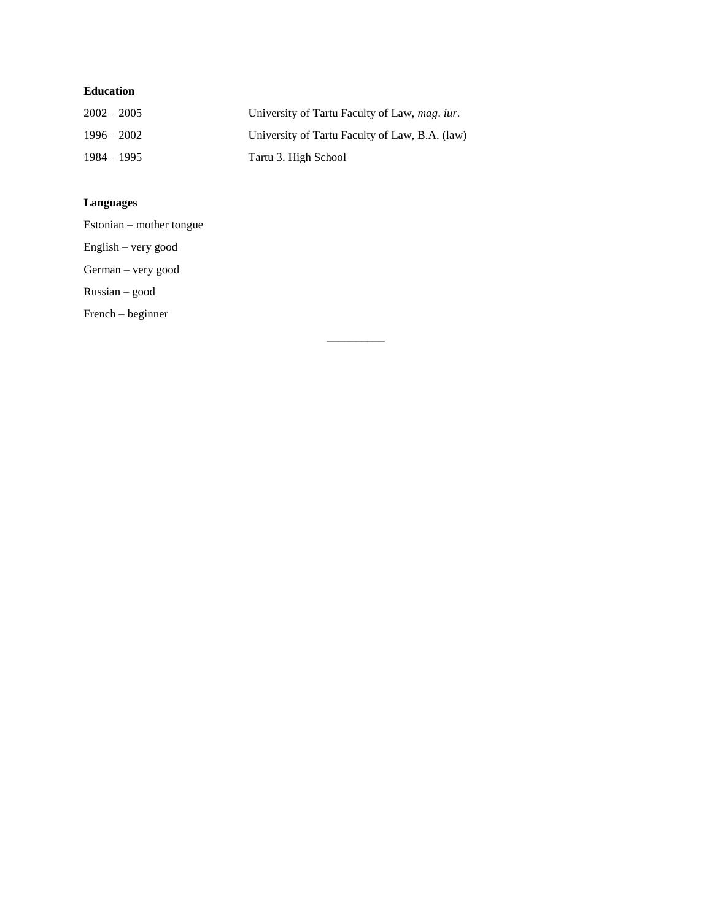**Education**

| | |
|---|---|
| 2002 – 2005 | University of Tartu Faculty of Law, *mag. iur.* |
| 1996 – 2002 | University of Tartu Faculty of Law, B.A. (law) |
| 1984 – 1995 | Tartu 3. High School |

**Languages**

Estonian – mother tongue

English – very good

German – very good

Russian – good

French – beginner

__________